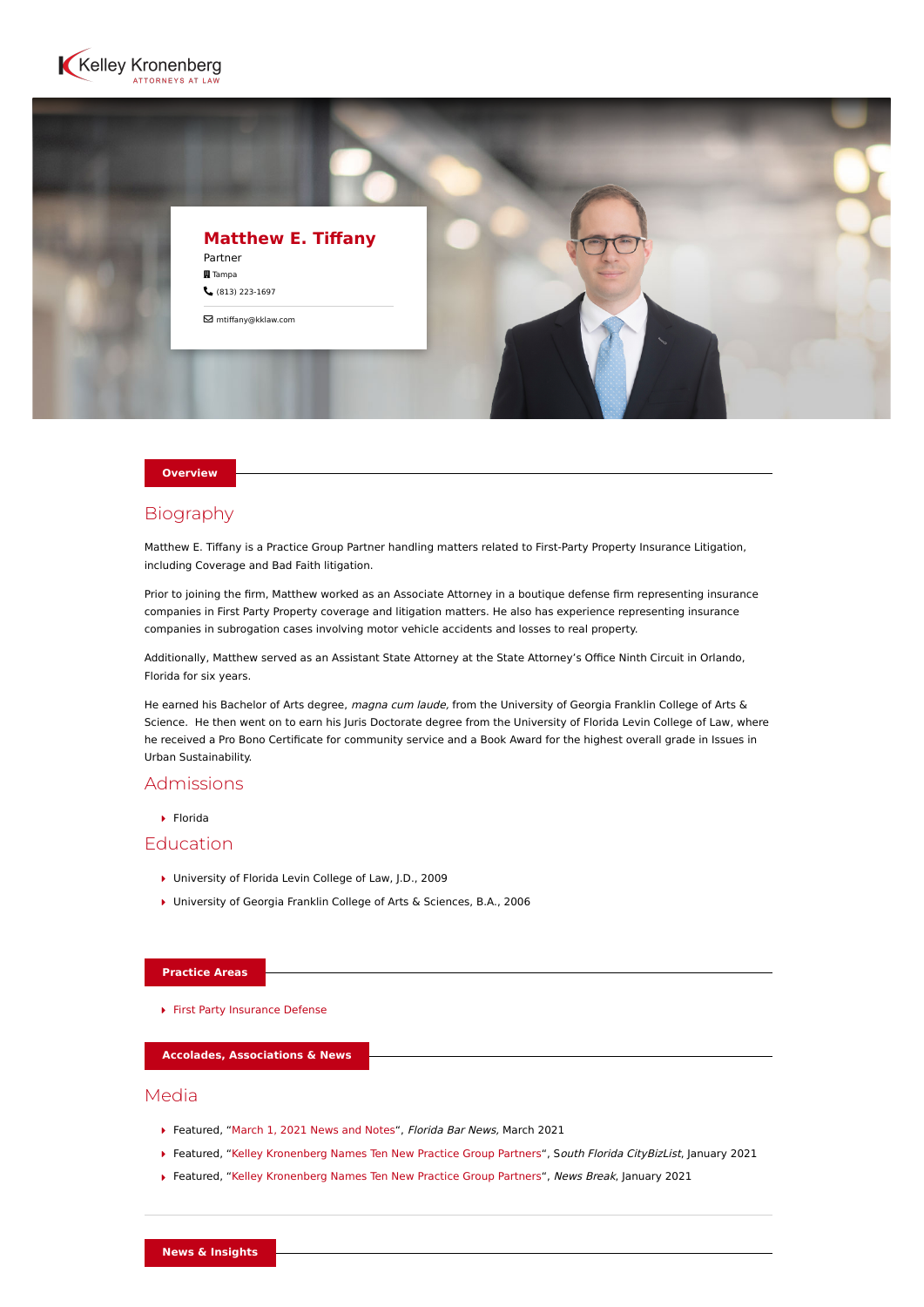Kelley Kronenberg
ATTORNEYS AT LAW

# Matthew E. Tiffany

Partner

Tampa

(813) 223-1697

mtiffany@kklaw.com

**Overview**

## Biography

Matthew E. Tiffany is a Practice Group Partner handling matters related to First-Party Property Insurance Litigation, including Coverage and Bad Faith litigation.

Prior to joining the firm, Matthew worked as an Associate Attorney in a boutique defense firm representing insurance companies in First Party Property coverage and litigation matters. He also has experience representing insurance companies in subrogation cases involving motor vehicle accidents and losses to real property.

Additionally, Matthew served as an Assistant State Attorney at the State Attorney's Office Ninth Circuit in Orlando, Florida for six years.

He earned his Bachelor of Arts degree, *magna cum laude,* from the University of Georgia Franklin College of Arts & Science. He then went on to earn his Juris Doctorate degree from the University of Florida Levin College of Law, where he received a Pro Bono Certificate for community service and a Book Award for the highest overall grade in Issues in Urban Sustainability.

## Admissions

- Florida

## Education

- University of Florida Levin College of Law, J.D., 2009
- University of Georgia Franklin College of Arts & Sciences, B.A., 2006

**Practice Areas**

- First Party Insurance Defense

**Accolades, Associations & News**

## Media

- Featured, "March 1, 2021 News and Notes", *Florida Bar News,* March 2021
- Featured, "Kelley Kronenberg Names Ten New Practice Group Partners", *South Florida CityBizList*, January 2021
- Featured, "Kelley Kronenberg Names Ten New Practice Group Partners", *News Break*, January 2021

**News & Insights**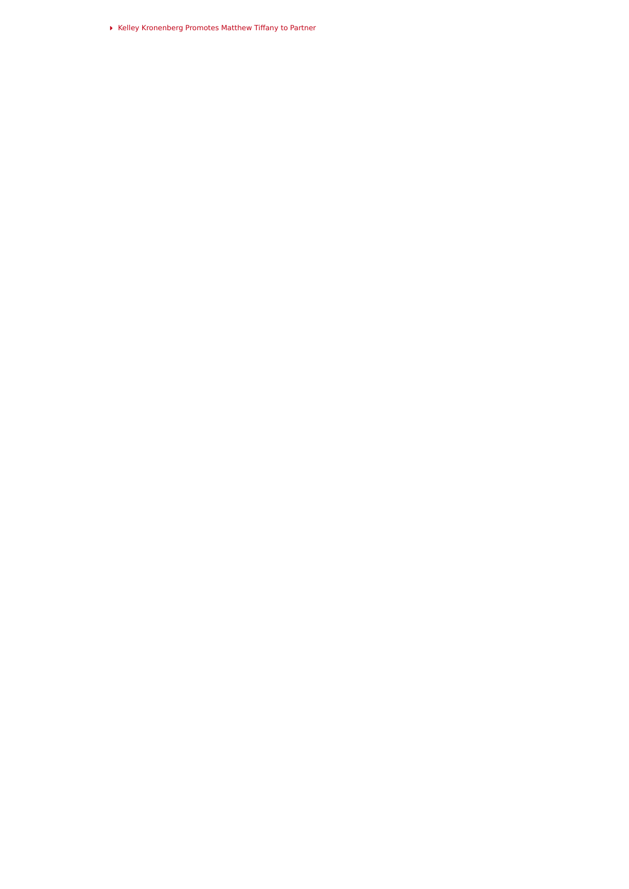- Kelley Kronenberg Promotes Matthew Tiffany to Partner